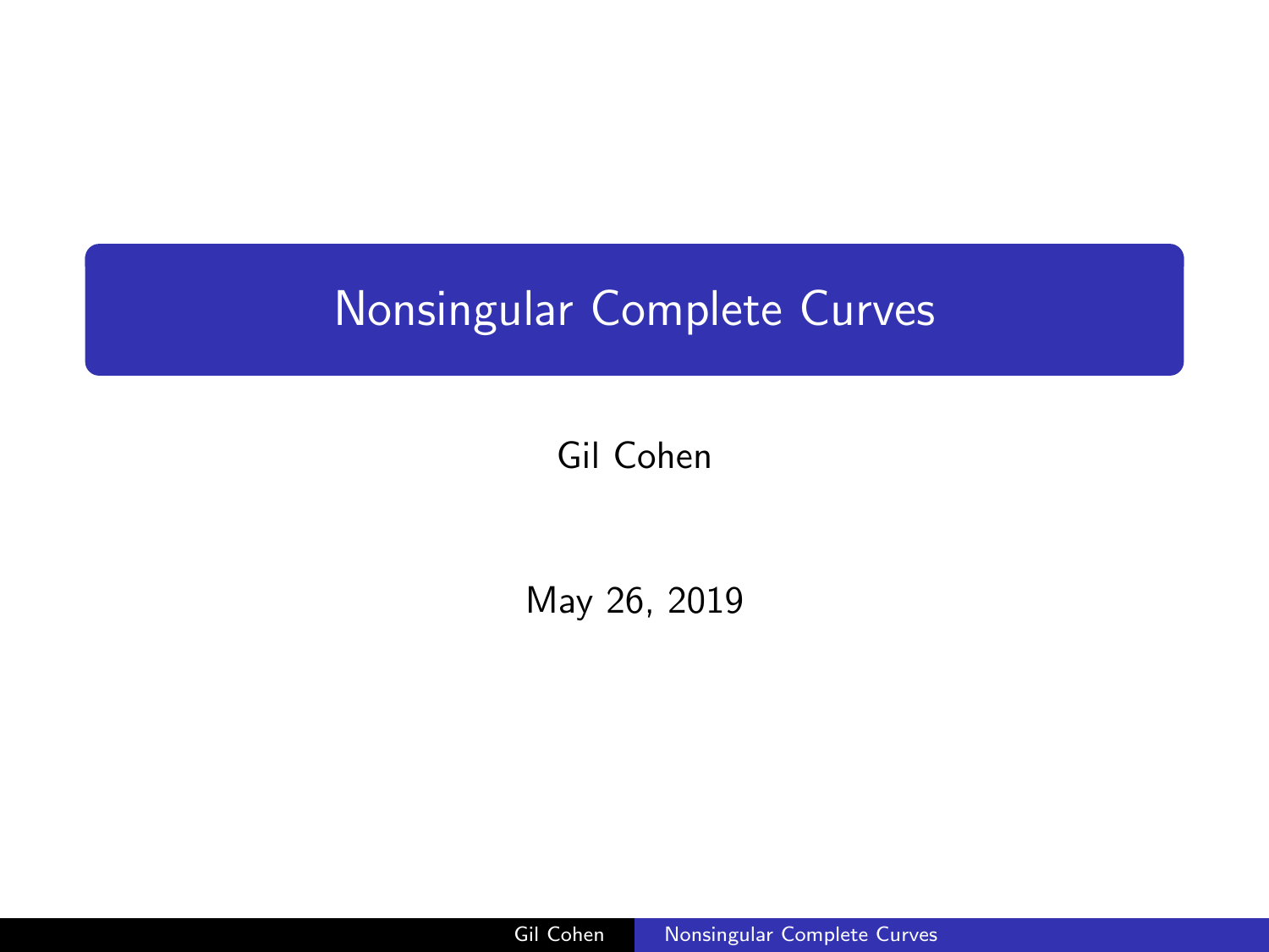# Nonsingular Complete Curves

Gil Cohen

May 26, 2019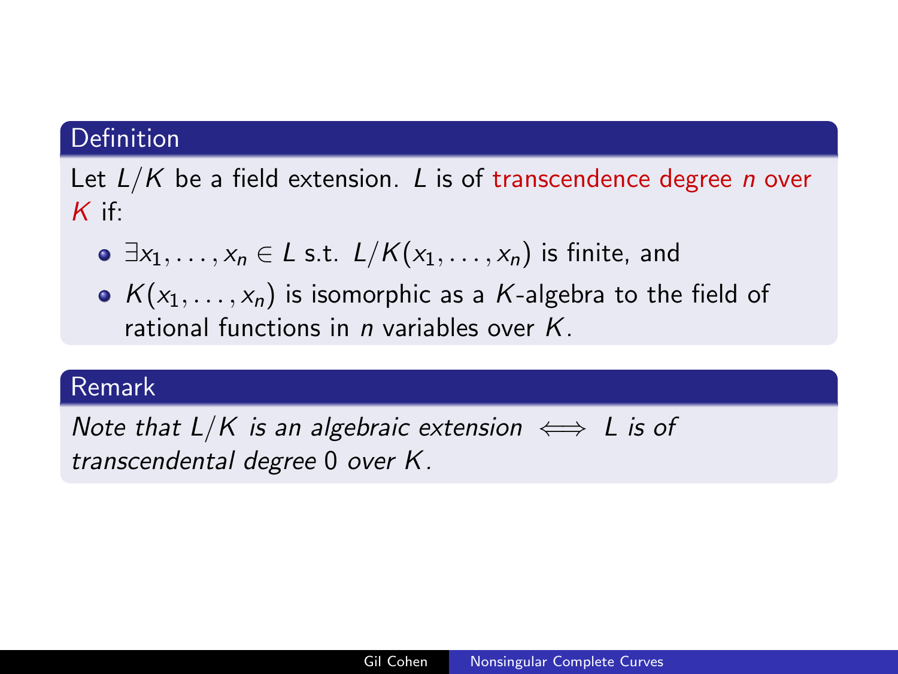**Definition**

Let $L/K$ be a field extension. $L$ is of transcendence degree $n$ over $K$ if:

- $\exists x_1, \ldots, x_n \in L$ s.t. $L/K(x_1, \ldots, x_n)$ is finite, and
- $K(x_1, \ldots, x_n)$ is isomorphic as a $K$-algebra to the field of rational functions in $n$ variables over $K$.

**Remark**

*Note that $L/K$ is an algebraic extension $\iff$ $L$ is of transcendental degree $0$ over $K$.*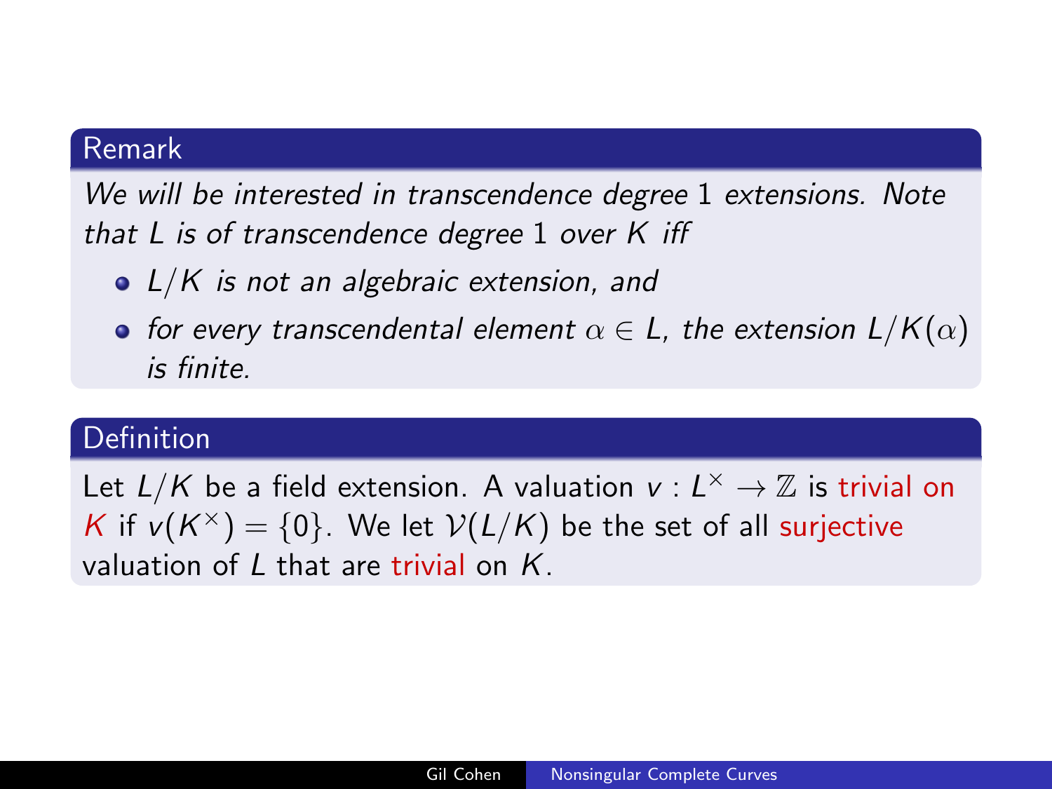### Remark

*We will be interested in transcendence degree 1 extensions. Note that $L$ is of transcendence degree 1 over $K$ iff*

- *$L/K$ is not an algebraic extension, and*
- *for every transcendental element $\alpha \in L$, the extension $L/K(\alpha)$ is finite.*

### Definition

Let $L/K$ be a field extension. A valuation $v : L^\times \to \mathbb{Z}$ is trivial on $K$ if $v(K^\times) = \{0\}$. We let $\mathcal{V}(L/K)$ be the set of all surjective valuation of $L$ that are trivial on $K$.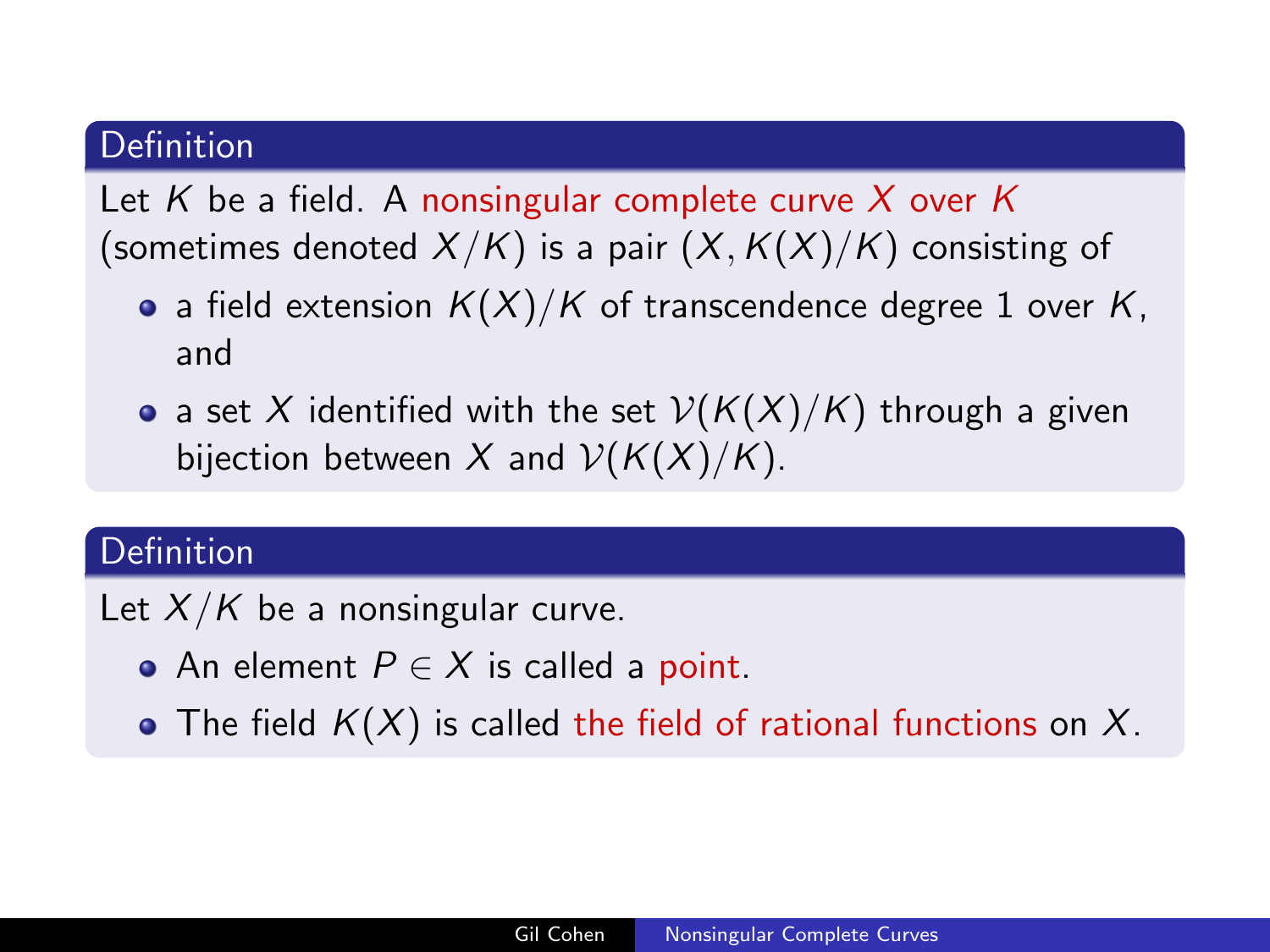### Definition

Let $K$ be a field. A nonsingular complete curve $X$ over $K$ (sometimes denoted $X/K$) is a pair $(X, K(X)/K)$ consisting of

- a field extension $K(X)/K$ of transcendence degree 1 over $K$, and
- a set $X$ identified with the set $\mathcal{V}(K(X)/K)$ through a given bijection between $X$ and $\mathcal{V}(K(X)/K)$.

### Definition

Let $X/K$ be a nonsingular curve.

- An element $P \in X$ is called a point.
- The field $K(X)$ is called the field of rational functions on $X$.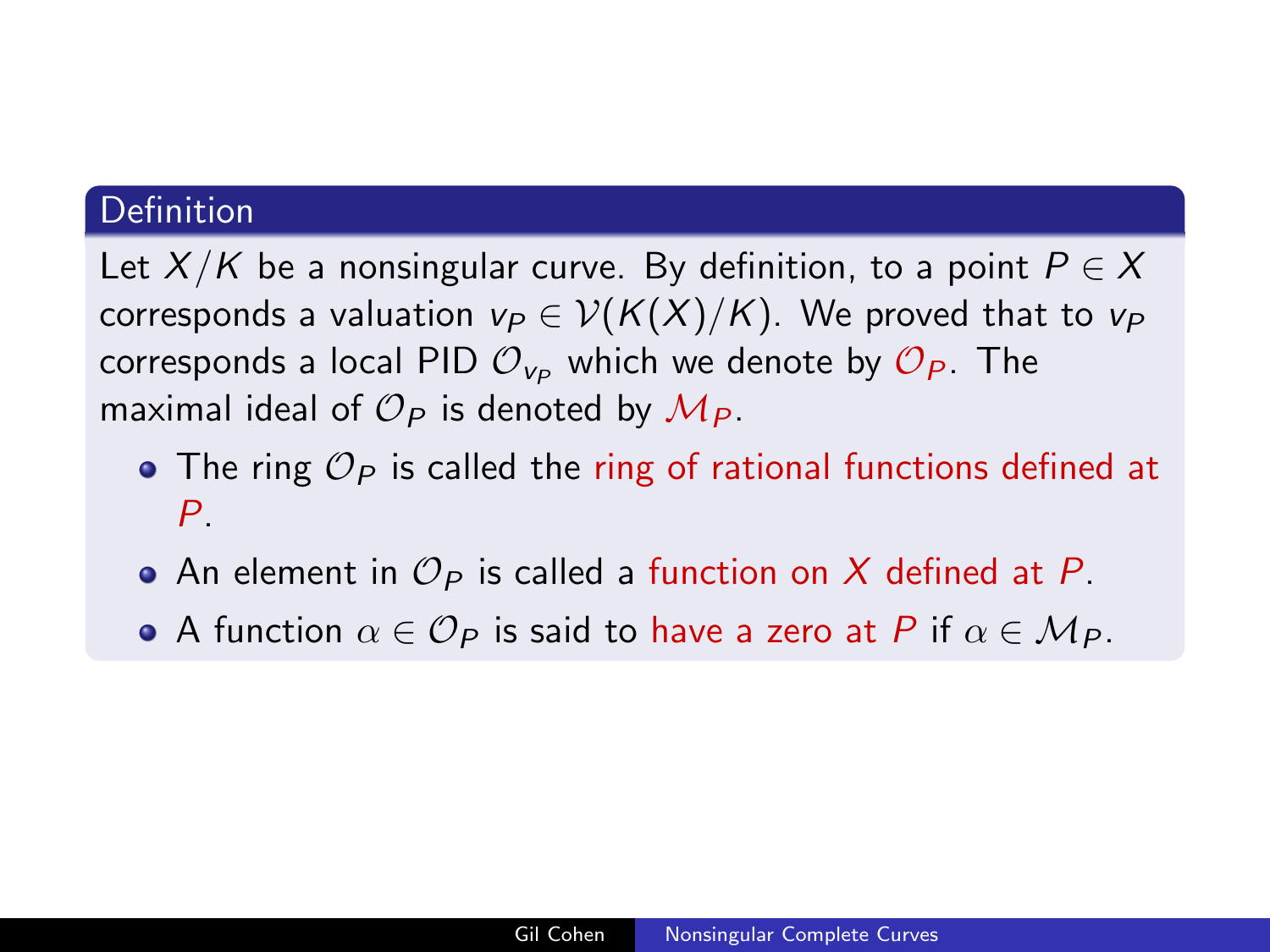**Definition**

Let $X/K$ be a nonsingular curve. By definition, to a point $P \in X$ corresponds a valuation $v_P \in \mathcal{V}(K(X)/K)$. We proved that to $v_P$ corresponds a local PID $\mathcal{O}_{v_P}$ which we denote by $\mathcal{O}_P$. The maximal ideal of $\mathcal{O}_P$ is denoted by $\mathcal{M}_P$.

- The ring $\mathcal{O}_P$ is called the ring of rational functions defined at $P$.
- An element in $\mathcal{O}_P$ is called a function on $X$ defined at $P$.
- A function $\alpha \in \mathcal{O}_P$ is said to have a zero at $P$ if $\alpha \in \mathcal{M}_P$.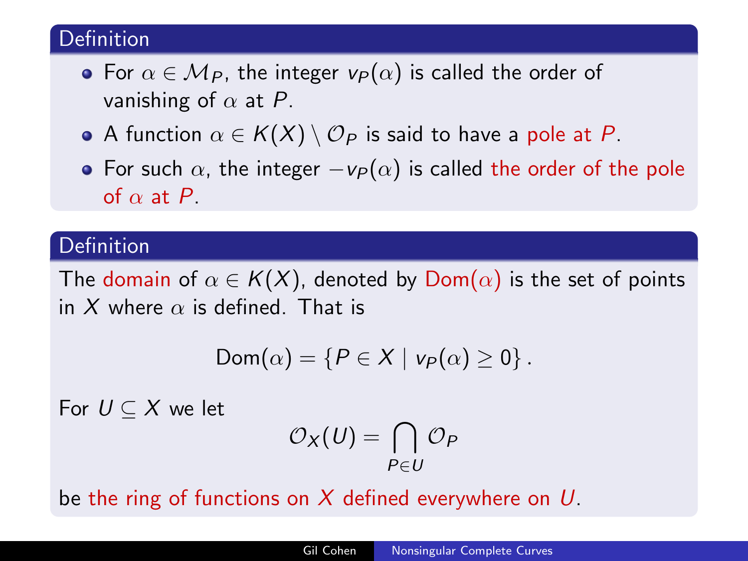**Definition**

- For $\alpha \in \mathcal{M}_P$, the integer $v_P(\alpha)$ is called the order of vanishing of $\alpha$ at $P$.
- A function $\alpha \in K(X) \setminus \mathcal{O}_P$ is said to have a pole at $P$.
- For such $\alpha$, the integer $-v_P(\alpha)$ is called the order of the pole of $\alpha$ at $P$.

**Definition**

The domain of $\alpha \in K(X)$, denoted by $\mathrm{Dom}(\alpha)$ is the set of points in $X$ where $\alpha$ is defined. That is

$$\mathrm{Dom}(\alpha) = \{P \in X \mid v_P(\alpha) \geq 0\}.$$

For $U \subseteq X$ we let

$$\mathcal{O}_X(U) = \bigcap_{P \in U} \mathcal{O}_P$$

be the ring of functions on $X$ defined everywhere on $U$.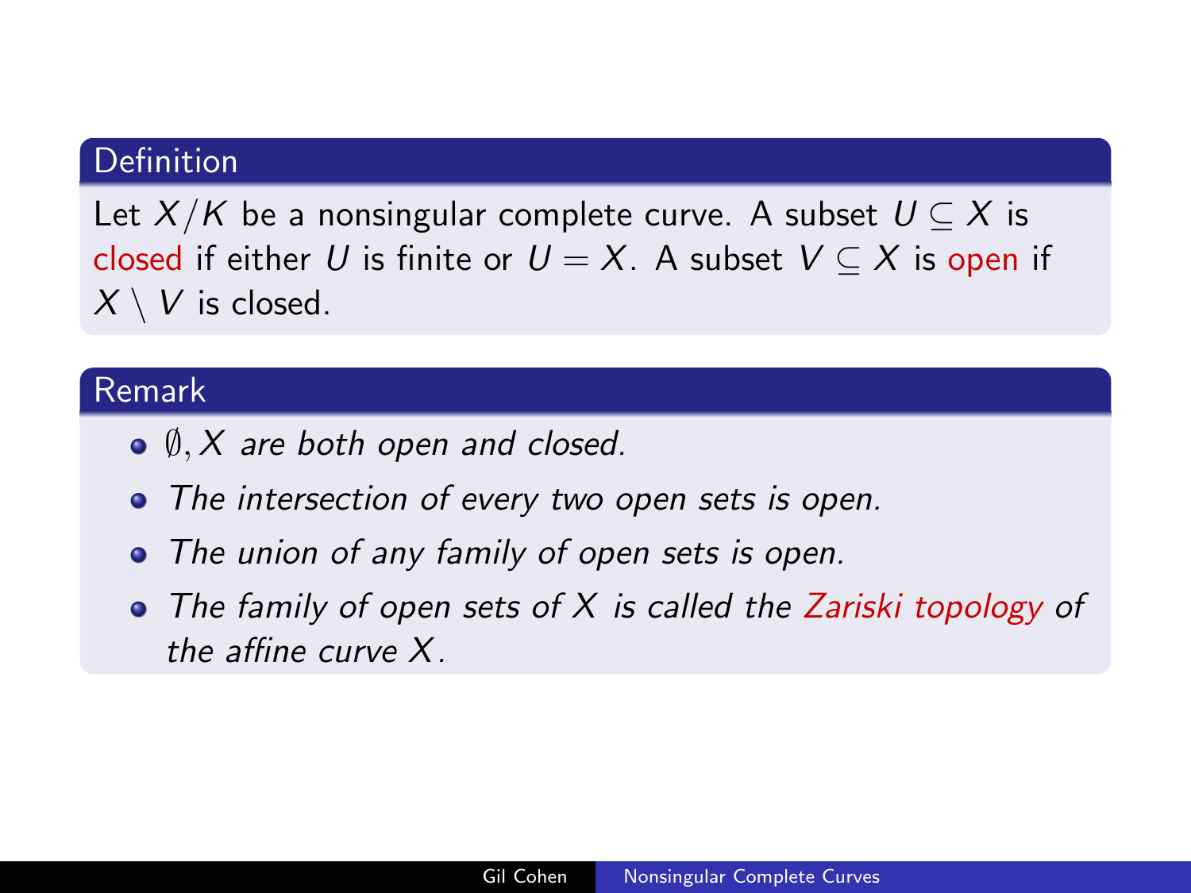**Definition**

Let $X/K$ be a nonsingular complete curve. A subset $U \subseteq X$ is closed if either $U$ is finite or $U = X$. A subset $V \subseteq X$ is open if $X \setminus V$ is closed.

**Remark**

- *$\emptyset, X$ are both open and closed.*
- *The intersection of every two open sets is open.*
- *The union of any family of open sets is open.*
- *The family of open sets of $X$ is called the Zariski topology of the affine curve $X$.*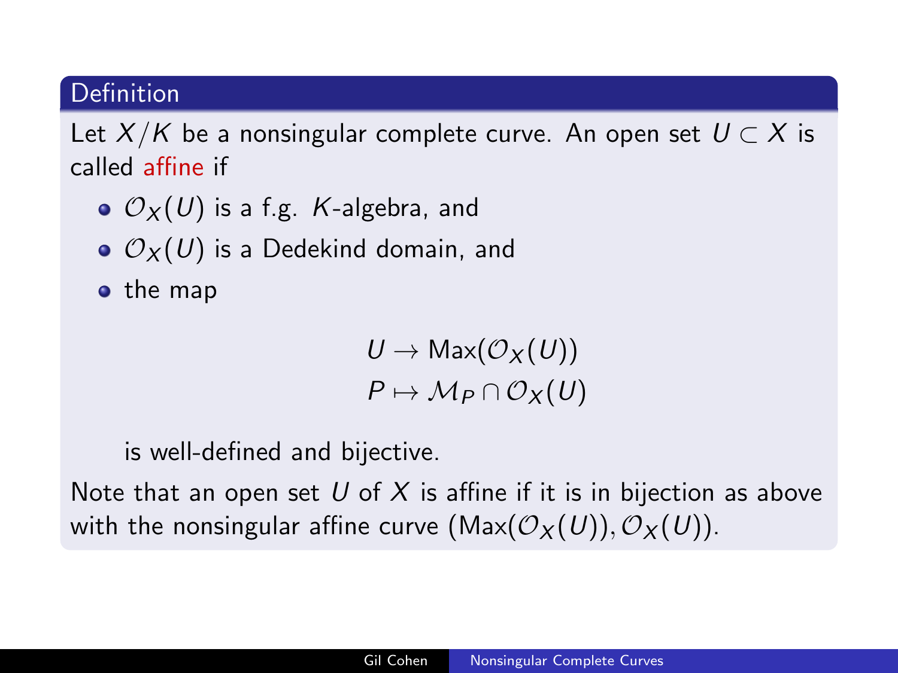## Definition

Let $X/K$ be a nonsingular complete curve. An open set $U \subset X$ is called *affine* if

- $\mathcal{O}_X(U)$ is a f.g. $K$-algebra, and
- $\mathcal{O}_X(U)$ is a Dedekind domain, and
- the map

$$
\begin{aligned}
U &\to \mathrm{Max}(\mathcal{O}_X(U)) \\
P &\mapsto \mathcal{M}_P \cap \mathcal{O}_X(U)
\end{aligned}
$$

  is well-defined and bijective.

Note that an open set $U$ of $X$ is affine if it is in bijection as above with the nonsingular affine curve $(\mathrm{Max}(\mathcal{O}_X(U)), \mathcal{O}_X(U))$.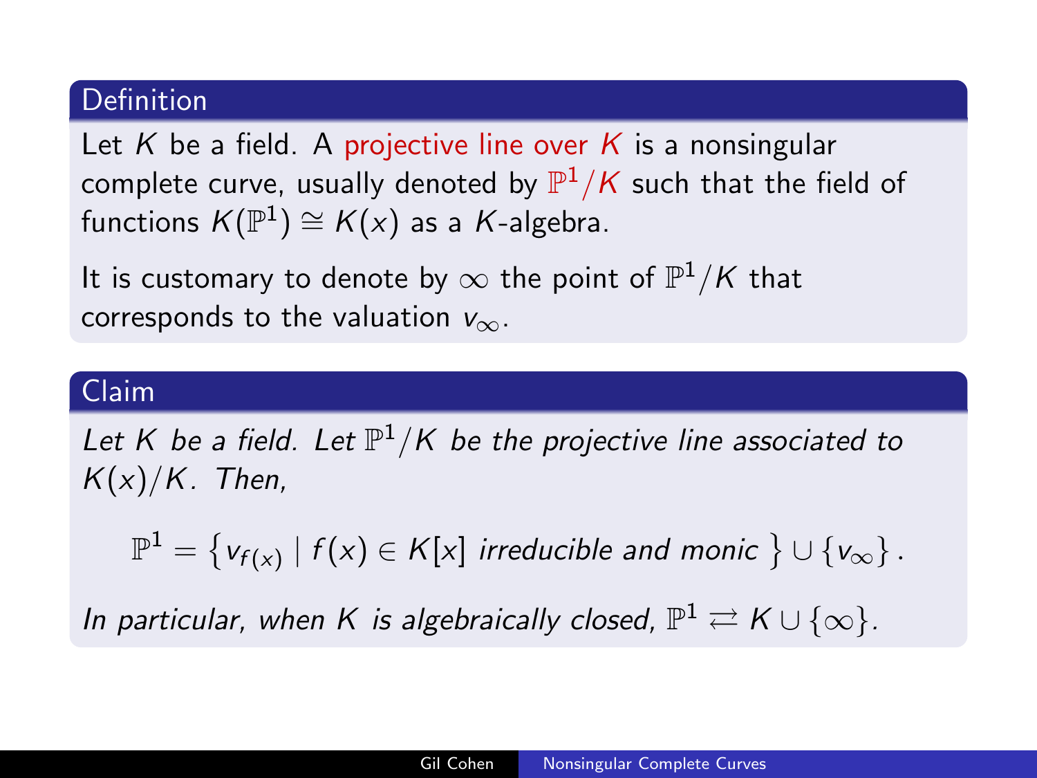### Definition

Let $K$ be a field. A projective line over $K$ is a nonsingular complete curve, usually denoted by $\mathbb{P}^1/K$ such that the field of functions $K(\mathbb{P}^1) \cong K(x)$ as a $K$-algebra.

It is customary to denote by $\infty$ the point of $\mathbb{P}^1/K$ that corresponds to the valuation $v_\infty$.

### Claim

*Let $K$ be a field. Let $\mathbb{P}^1/K$ be the projective line associated to $K(x)/K$. Then,*

$$\mathbb{P}^1 = \left\{ v_{f(x)} \mid f(x) \in K[x] \text{ irreducible and monic } \right\} \cup \left\{ v_\infty \right\}.$$

*In particular, when $K$ is algebraically closed, $\mathbb{P}^1 \rightleftarrows K \cup \{\infty\}$.*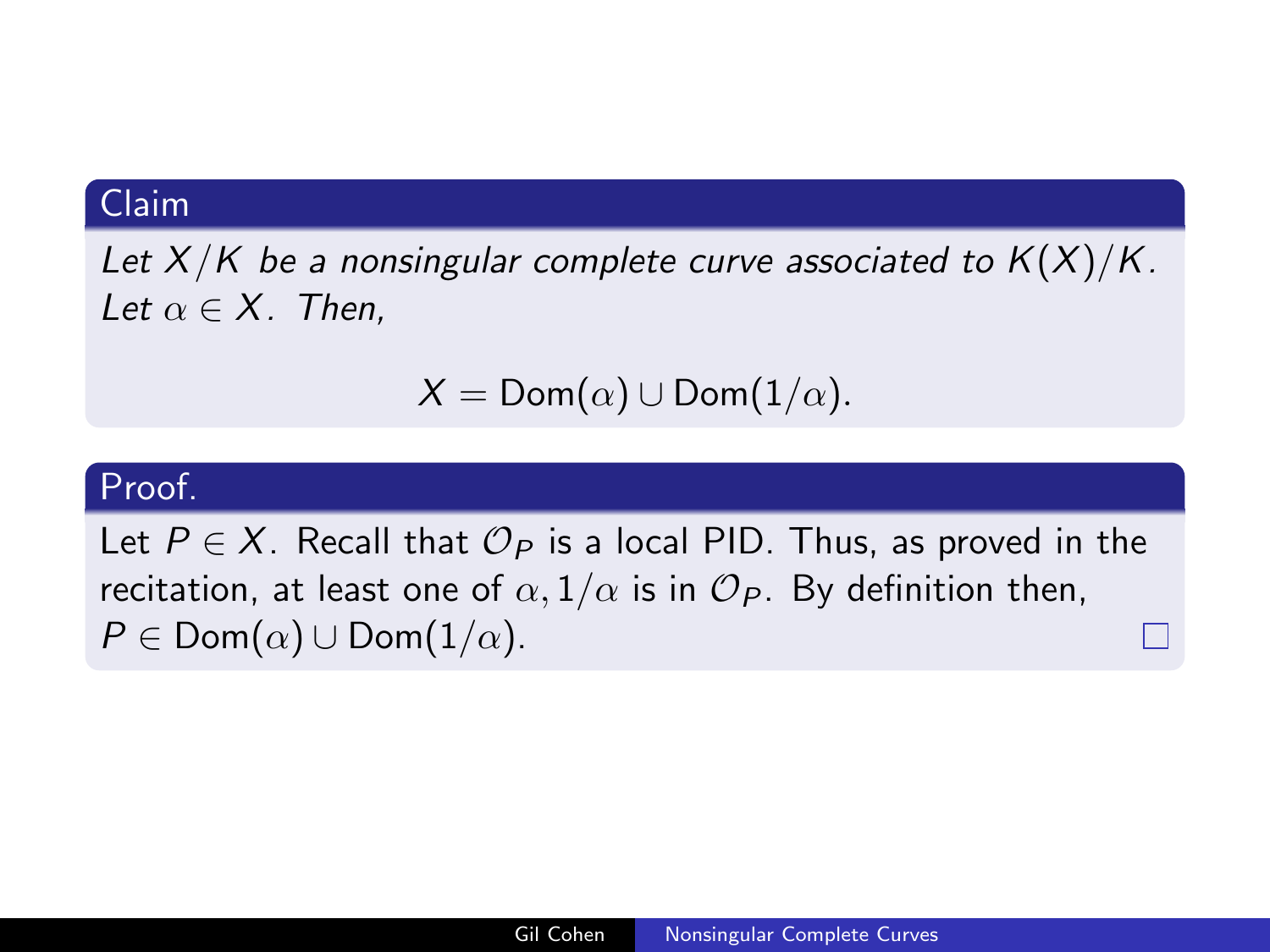**Claim**

*Let $X/K$ be a nonsingular complete curve associated to $K(X)/K$. Let $\alpha \in X$. Then,*

$$X = \mathrm{Dom}(\alpha) \cup \mathrm{Dom}(1/\alpha).$$

**Proof.**

Let $P \in X$. Recall that $\mathcal{O}_P$ is a local PID. Thus, as proved in the recitation, at least one of $\alpha, 1/\alpha$ is in $\mathcal{O}_P$. By definition then, $P \in \mathrm{Dom}(\alpha) \cup \mathrm{Dom}(1/\alpha)$. □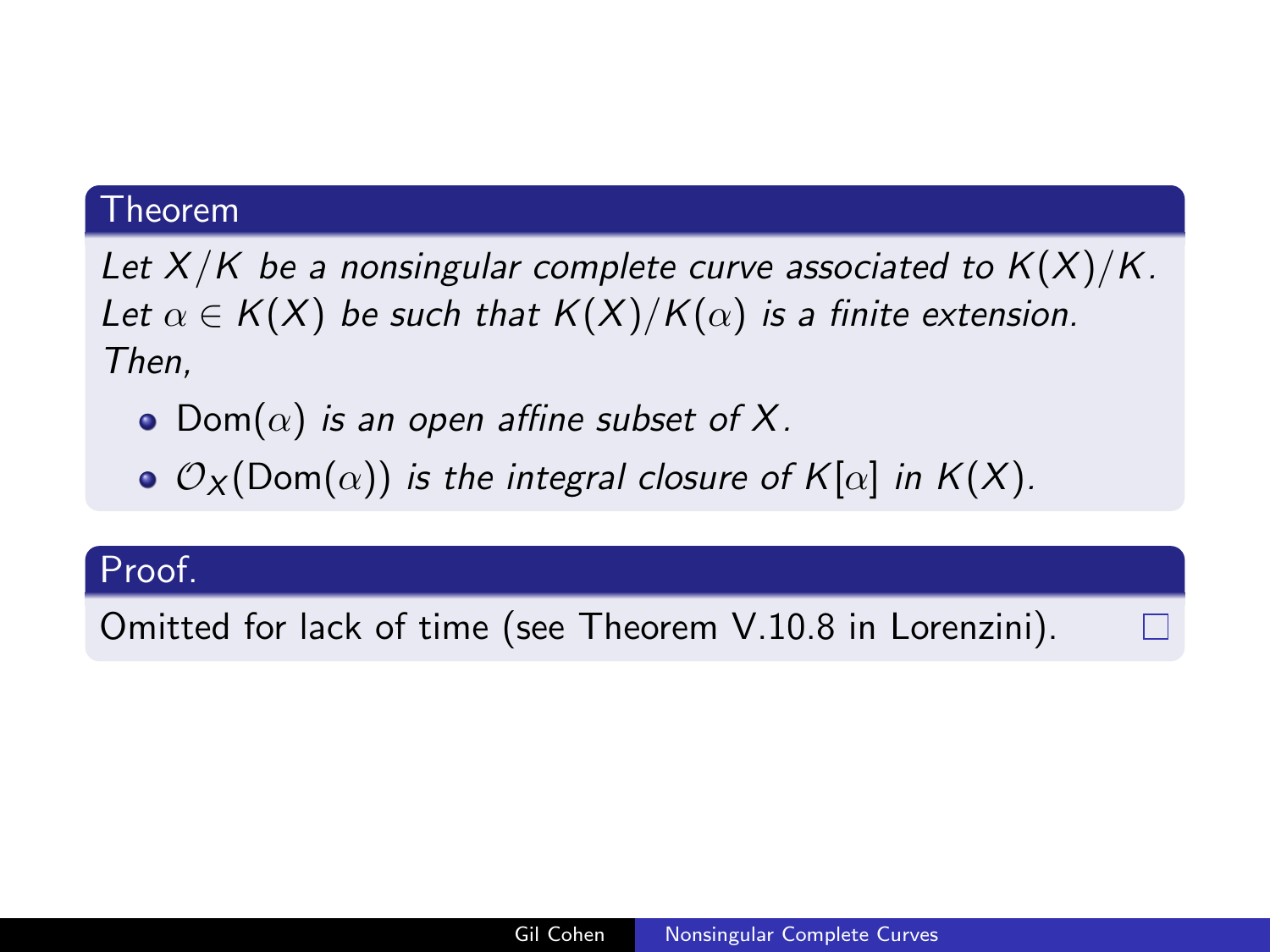**Theorem**

*Let $X/K$ be a nonsingular complete curve associated to $K(X)/K$. Let $\alpha \in K(X)$ be such that $K(X)/K(\alpha)$ is a finite extension. Then,*

- $\mathrm{Dom}(\alpha)$ *is an open affine subset of* $X$*.*
- $\mathcal{O}_X(\mathrm{Dom}(\alpha))$ *is the integral closure of* $K[\alpha]$ *in* $K(X)$*.*

**Proof.**

Omitted for lack of time (see Theorem V.10.8 in Lorenzini). □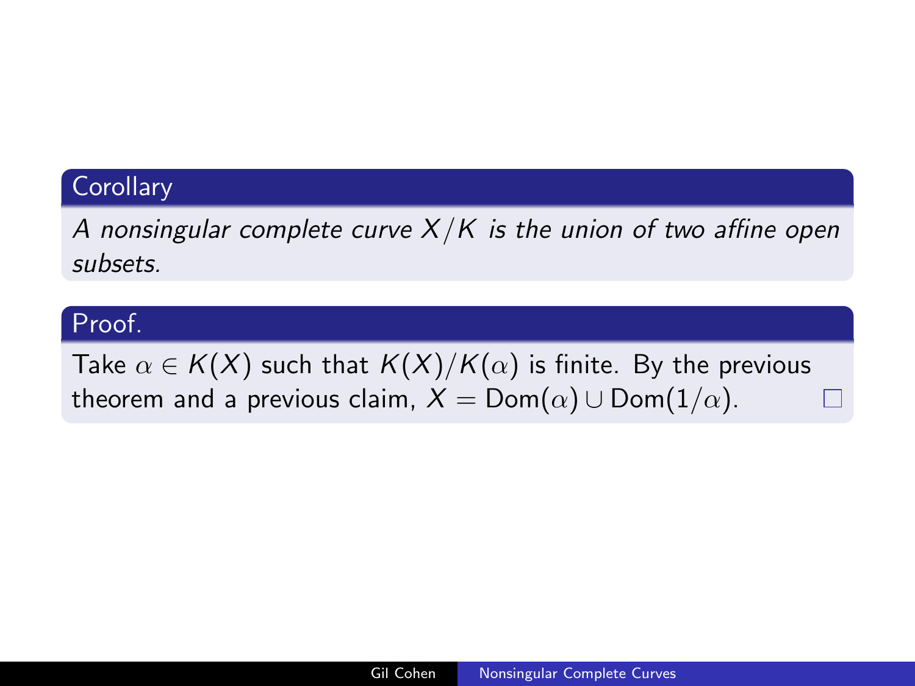**Corollary**

*A nonsingular complete curve $X/K$ is the union of two affine open subsets.*

**Proof.**

Take $\alpha \in K(X)$ such that $K(X)/K(\alpha)$ is finite. By the previous theorem and a previous claim, $X = \mathrm{Dom}(\alpha) \cup \mathrm{Dom}(1/\alpha)$. □